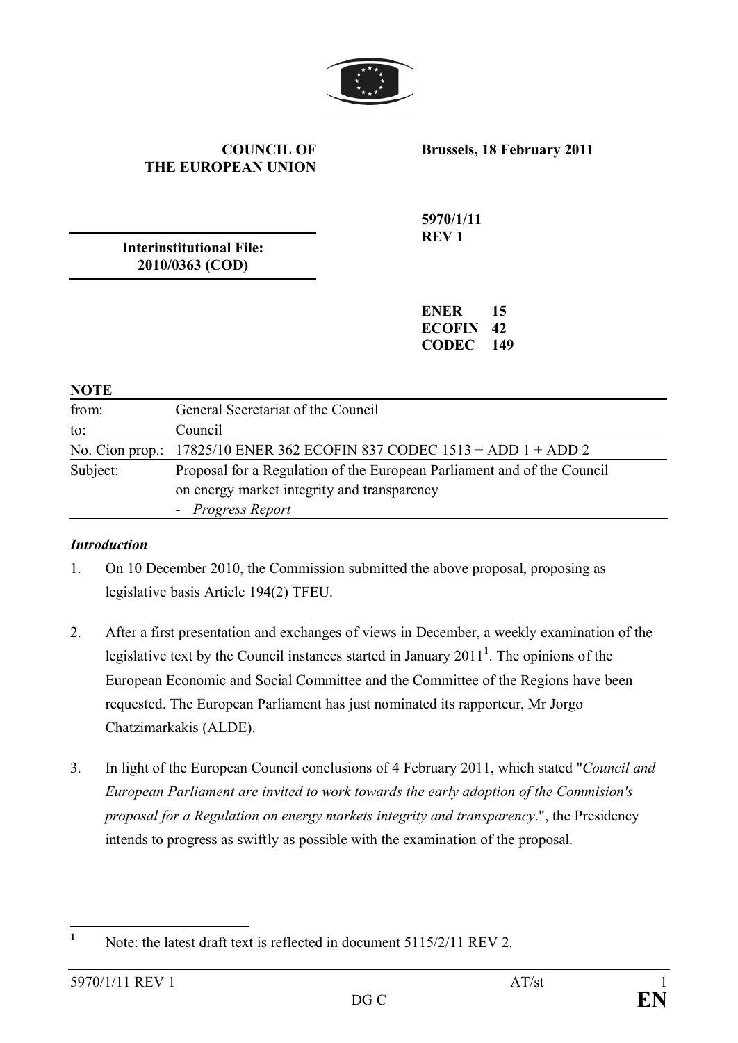**COUNCIL OF THE EUROPEAN UNION**

**Brussels, 18 February 2011**

**Interinstitutional File: 2010/0363 (COD)**

**5970/1/11 REV 1**

**ENER 15**
**ECOFIN 42**
**CODEC 149**

**NOTE**

| | |
|---|---|
| from: | General Secretariat of the Council |
| to: | Council |
| No. Cion prop.: | 17825/10 ENER 362 ECOFIN 837 CODEC 1513 + ADD 1 + ADD 2 |
| Subject: | Proposal for a Regulation of the European Parliament and of the Council on energy market integrity and transparency<br>- *Progress Report* |

***Introduction***

1. On 10 December 2010, the Commission submitted the above proposal, proposing as legislative basis Article 194(2) TFEU.

2. After a first presentation and exchanges of views in December, a weekly examination of the legislative text by the Council instances started in January 2011[1]. The opinions of the European Economic and Social Committee and the Committee of the Regions have been requested. The European Parliament has just nominated its rapporteur, Mr Jorgo Chatzimarkakis (ALDE).

3. In light of the European Council conclusions of 4 February 2011, which stated "*Council and European Parliament are invited to work towards the early adoption of the Commision's proposal for a Regulation on energy markets integrity and transparency*.", the Presidency intends to progress as swiftly as possible with the examination of the proposal.

---

[1] Note: the latest draft text is reflected in document 5115/2/11 REV 2.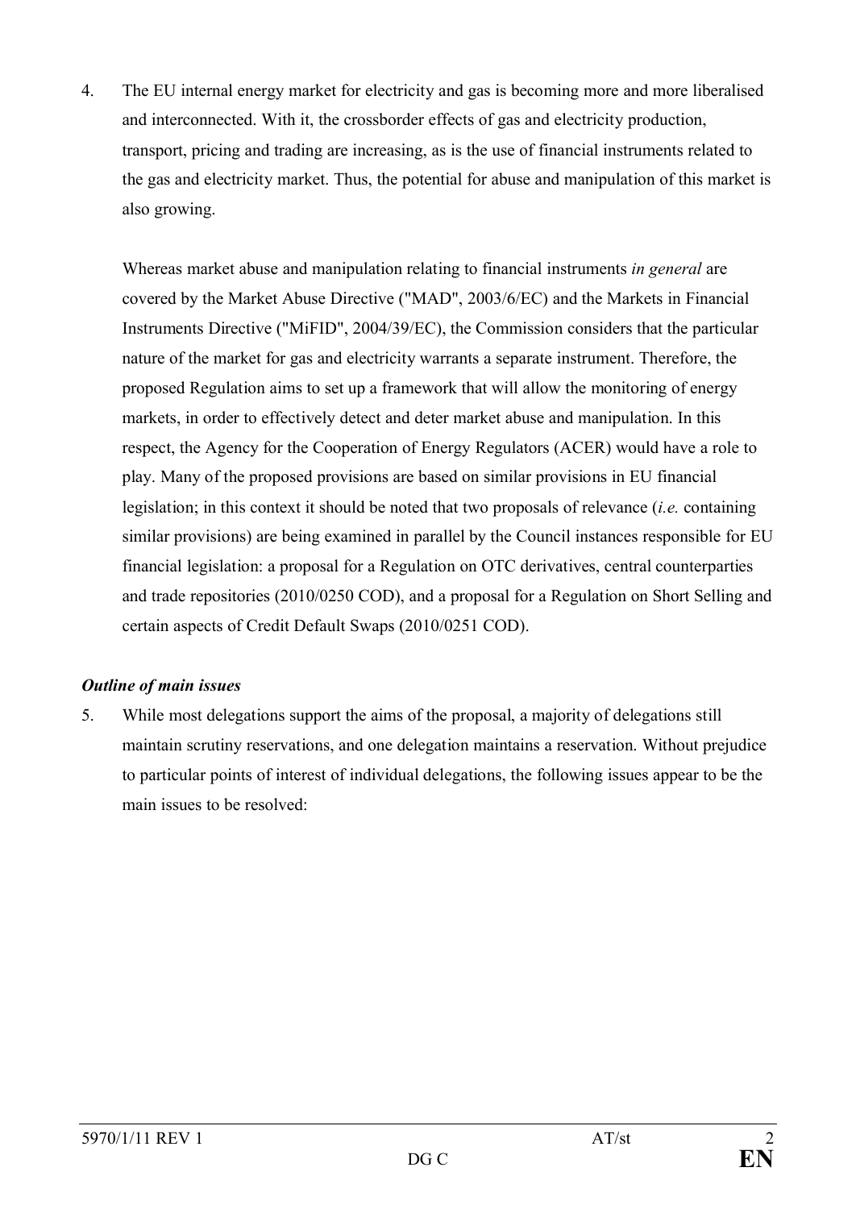4. The EU internal energy market for electricity and gas is becoming more and more liberalised and interconnected. With it, the crossborder effects of gas and electricity production, transport, pricing and trading are increasing, as is the use of financial instruments related to the gas and electricity market. Thus, the potential for abuse and manipulation of this market is also growing.

   Whereas market abuse and manipulation relating to financial instruments *in general* are covered by the Market Abuse Directive ("MAD", 2003/6/EC) and the Markets in Financial Instruments Directive ("MiFID", 2004/39/EC), the Commission considers that the particular nature of the market for gas and electricity warrants a separate instrument. Therefore, the proposed Regulation aims to set up a framework that will allow the monitoring of energy markets, in order to effectively detect and deter market abuse and manipulation. In this respect, the Agency for the Cooperation of Energy Regulators (ACER) would have a role to play. Many of the proposed provisions are based on similar provisions in EU financial legislation; in this context it should be noted that two proposals of relevance (*i.e.* containing similar provisions) are being examined in parallel by the Council instances responsible for EU financial legislation: a proposal for a Regulation on OTC derivatives, central counterparties and trade repositories (2010/0250 COD), and a proposal for a Regulation on Short Selling and certain aspects of Credit Default Swaps (2010/0251 COD).

***Outline of main issues***

5. While most delegations support the aims of the proposal, a majority of delegations still maintain scrutiny reservations, and one delegation maintains a reservation. Without prejudice to particular points of interest of individual delegations, the following issues appear to be the main issues to be resolved: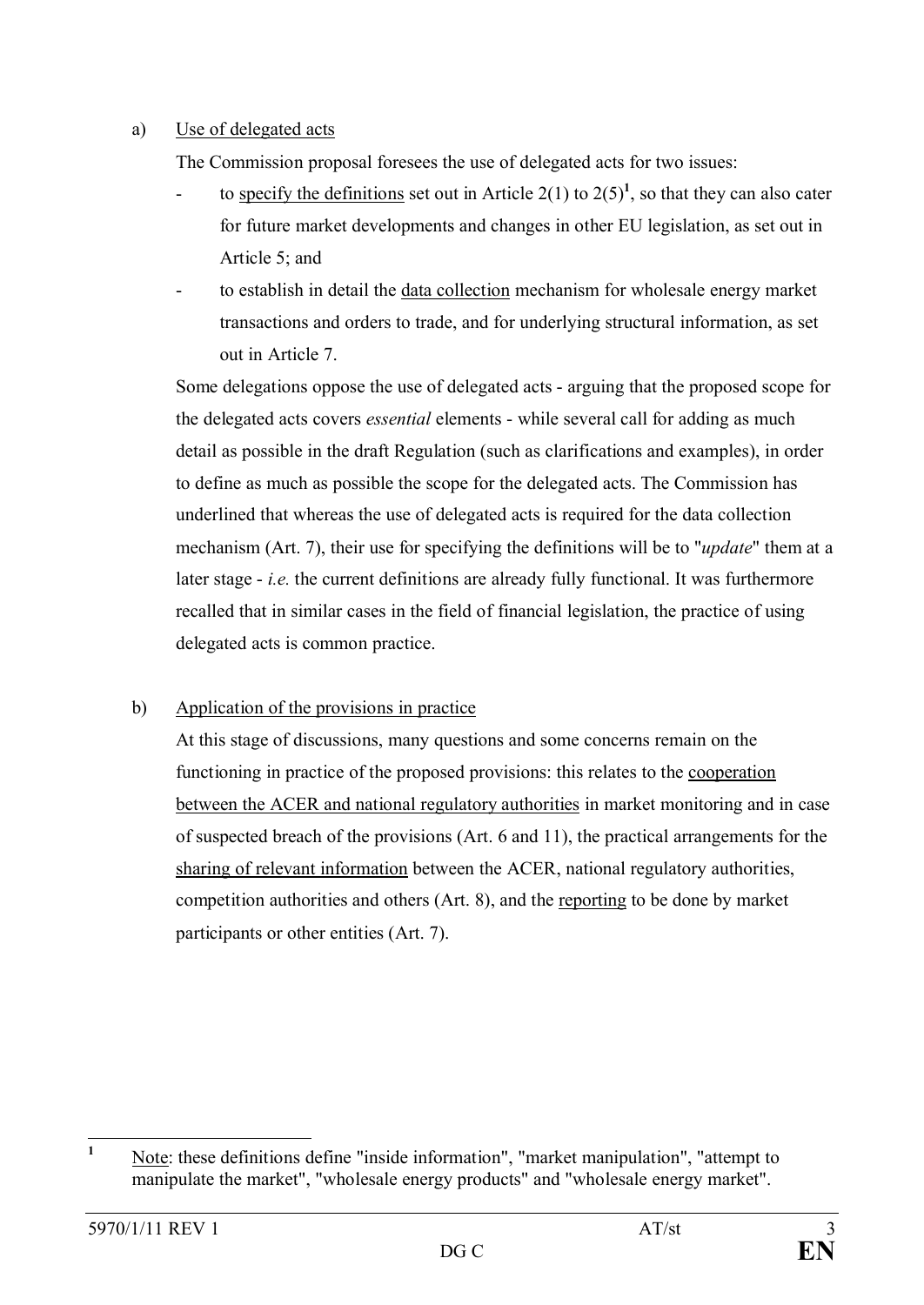a) Use of delegated acts

The Commission proposal foresees the use of delegated acts for two issues:

- to specify the definitions set out in Article 2(1) to 2(5)[1], so that they can also cater for future market developments and changes in other EU legislation, as set out in Article 5; and
- to establish in detail the data collection mechanism for wholesale energy market transactions and orders to trade, and for underlying structural information, as set out in Article 7.

Some delegations oppose the use of delegated acts - arguing that the proposed scope for the delegated acts covers *essential* elements - while several call for adding as much detail as possible in the draft Regulation (such as clarifications and examples), in order to define as much as possible the scope for the delegated acts. The Commission has underlined that whereas the use of delegated acts is required for the data collection mechanism (Art. 7), their use for specifying the definitions will be to "*update*" them at a later stage - *i.e.* the current definitions are already fully functional. It was furthermore recalled that in similar cases in the field of financial legislation, the practice of using delegated acts is common practice.

b) Application of the provisions in practice

At this stage of discussions, many questions and some concerns remain on the functioning in practice of the proposed provisions: this relates to the cooperation between the ACER and national regulatory authorities in market monitoring and in case of suspected breach of the provisions (Art. 6 and 11), the practical arrangements for the sharing of relevant information between the ACER, national regulatory authorities, competition authorities and others (Art. 8), and the reporting to be done by market participants or other entities (Art. 7).

[1] Note: these definitions define "inside information", "market manipulation", "attempt to manipulate the market", "wholesale energy products" and "wholesale energy market".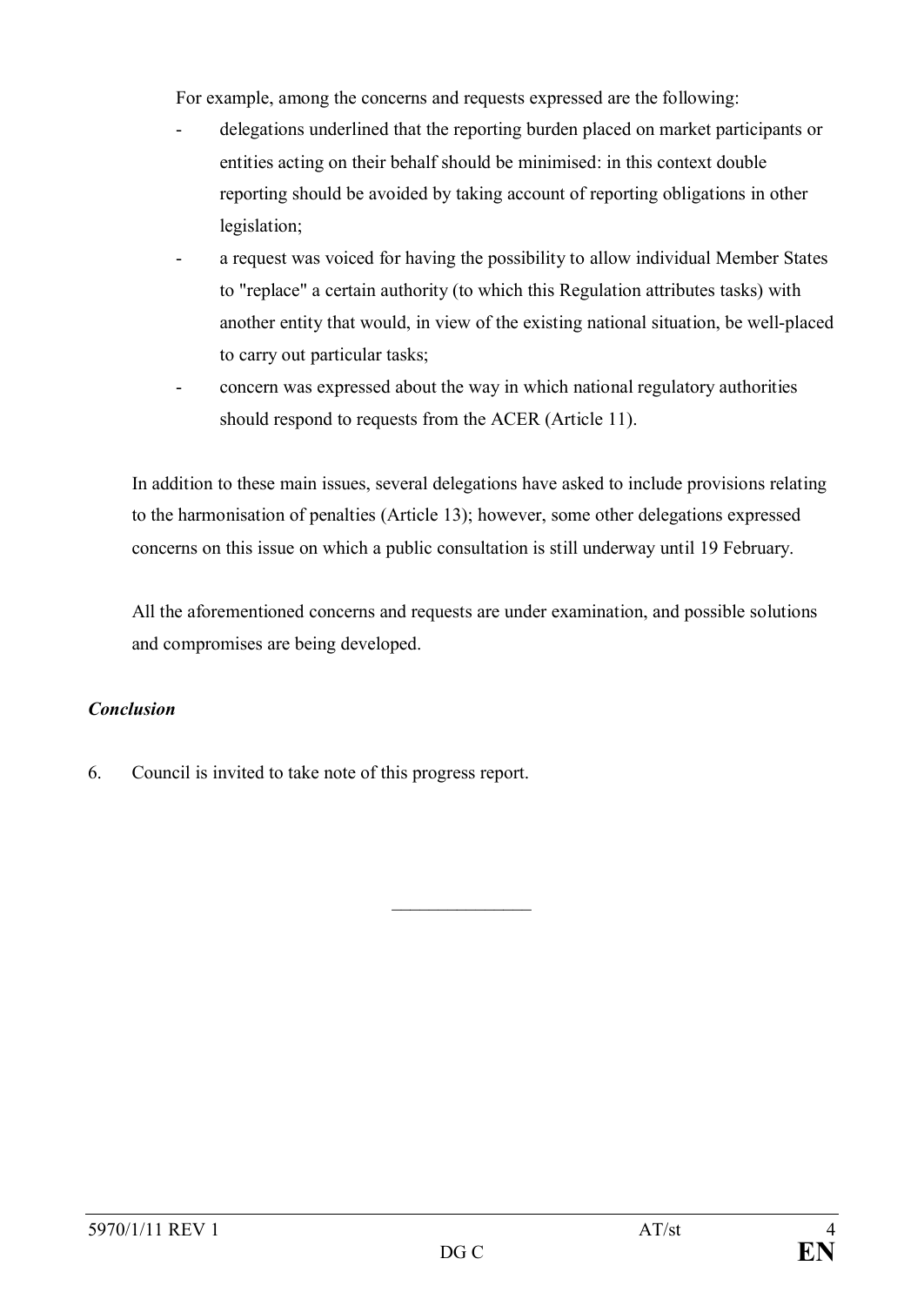For example, among the concerns and requests expressed are the following:

- delegations underlined that the reporting burden placed on market participants or entities acting on their behalf should be minimised: in this context double reporting should be avoided by taking account of reporting obligations in other legislation;
- a request was voiced for having the possibility to allow individual Member States to "replace" a certain authority (to which this Regulation attributes tasks) with another entity that would, in view of the existing national situation, be well-placed to carry out particular tasks;
- concern was expressed about the way in which national regulatory authorities should respond to requests from the ACER (Article 11).

In addition to these main issues, several delegations have asked to include provisions relating to the harmonisation of penalties (Article 13); however, some other delegations expressed concerns on this issue on which a public consultation is still underway until 19 February.

All the aforementioned concerns and requests are under examination, and possible solutions and compromises are being developed.

***Conclusion***

6. Council is invited to take note of this progress report.

________________